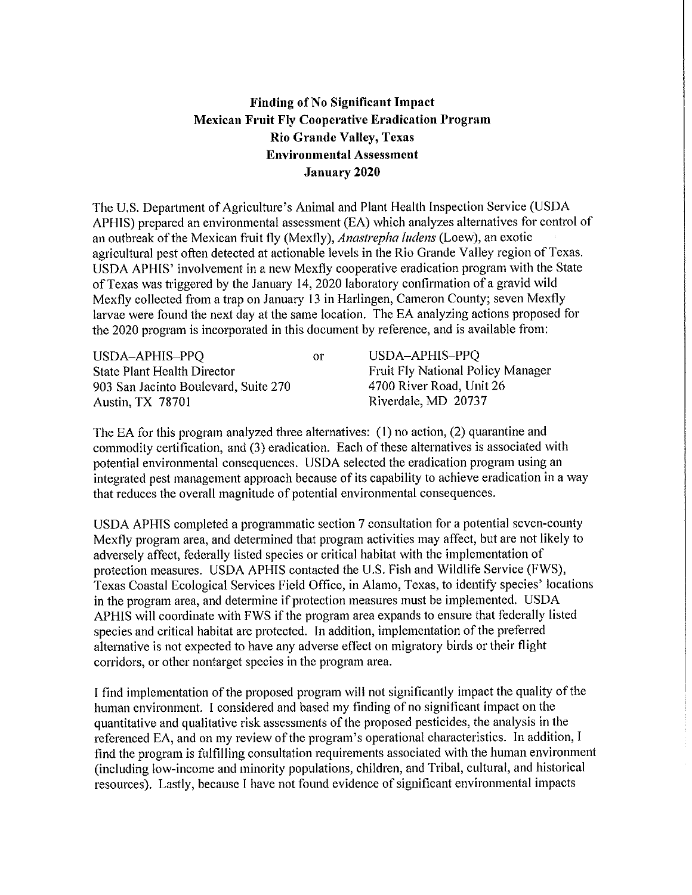# Finding of No Significant Impact
## Mexican Fruit Fly Cooperative Eradication Program
## Rio Grande Valley, Texas
## Environmental Assessment
## January 2020

The U.S. Department of Agriculture's Animal and Plant Health Inspection Service (USDA APHIS) prepared an environmental assessment (EA) which analyzes alternatives for control of an outbreak of the Mexican fruit fly (Mexfly), *Anastrepha ludens* (Loew), an exotic agricultural pest often detected at actionable levels in the Rio Grande Valley region of Texas. USDA APHIS' involvement in a new Mexfly cooperative eradication program with the State of Texas was triggered by the January 14, 2020 laboratory confirmation of a gravid wild Mexfly collected from a trap on January 13 in Harlingen, Cameron County; seven Mexfly larvae were found the next day at the same location. The EA analyzing actions proposed for the 2020 program is incorporated in this document by reference, and is available from:

USDA–APHIS–PPQ
State Plant Health Director
903 San Jacinto Boulevard, Suite 270
Austin, TX 78701

or

USDA–APHIS–PPQ
Fruit Fly National Policy Manager
4700 River Road, Unit 26
Riverdale, MD 20737

The EA for this program analyzed three alternatives: (1) no action, (2) quarantine and commodity certification, and (3) eradication. Each of these alternatives is associated with potential environmental consequences. USDA selected the eradication program using an integrated pest management approach because of its capability to achieve eradication in a way that reduces the overall magnitude of potential environmental consequences.

USDA APHIS completed a programmatic section 7 consultation for a potential seven-county Mexfly program area, and determined that program activities may affect, but are not likely to adversely affect, federally listed species or critical habitat with the implementation of protection measures. USDA APHIS contacted the U.S. Fish and Wildlife Service (FWS), Texas Coastal Ecological Services Field Office, in Alamo, Texas, to identify species' locations in the program area, and determine if protection measures must be implemented. USDA APHIS will coordinate with FWS if the program area expands to ensure that federally listed species and critical habitat are protected. In addition, implementation of the preferred alternative is not expected to have any adverse effect on migratory birds or their flight corridors, or other nontarget species in the program area.

I find implementation of the proposed program will not significantly impact the quality of the human environment. I considered and based my finding of no significant impact on the quantitative and qualitative risk assessments of the proposed pesticides, the analysis in the referenced EA, and on my review of the program's operational characteristics. In addition, I find the program is fulfilling consultation requirements associated with the human environment (including low-income and minority populations, children, and Tribal, cultural, and historical resources). Lastly, because I have not found evidence of significant environmental impacts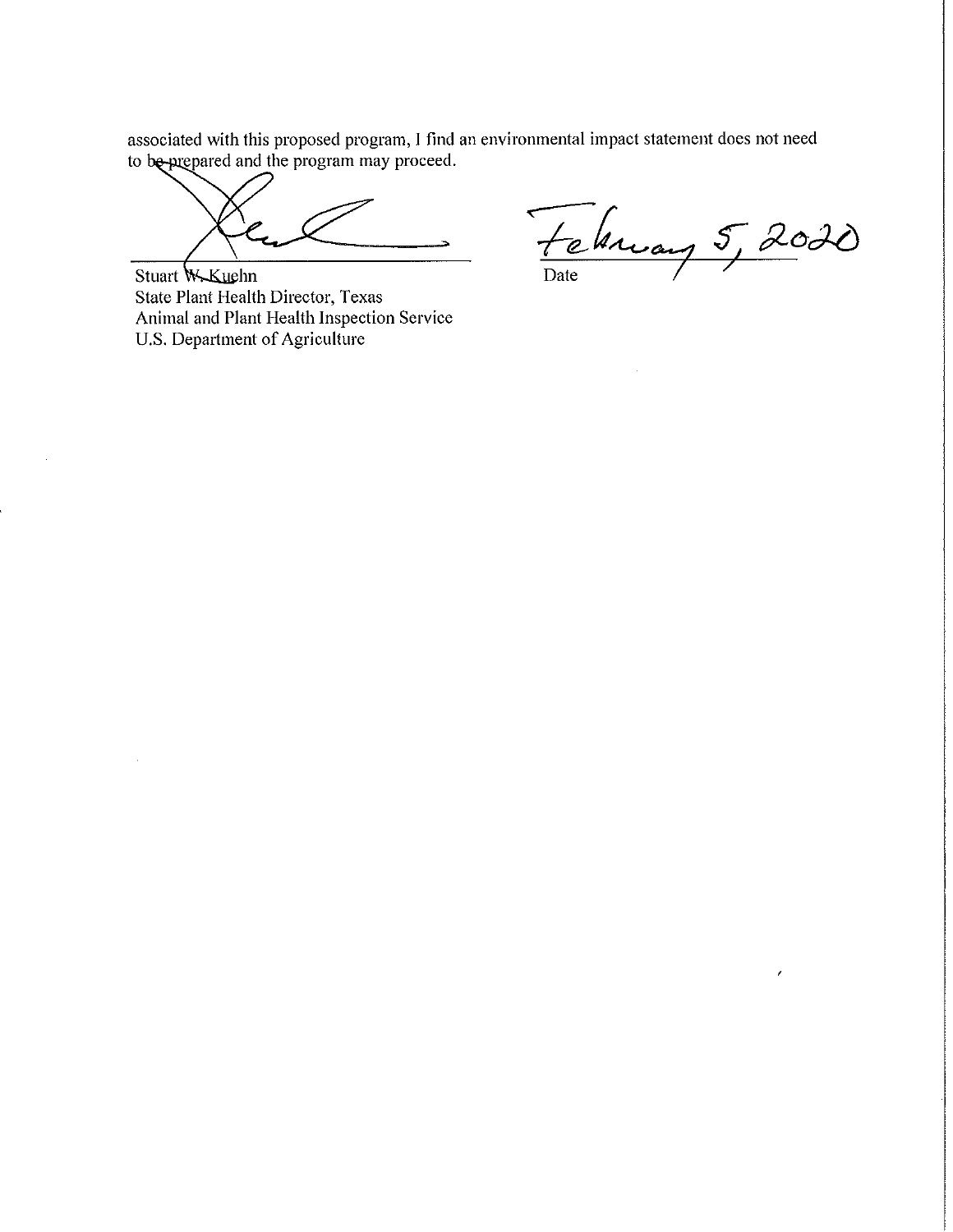associated with this proposed program, I find an environmental impact statement does not need to be prepared and the program may proceed.

February 5, 2020

Stuart W. Kuehn
State Plant Health Director, Texas
Animal and Plant Health Inspection Service
U.S. Department of Agriculture

Date